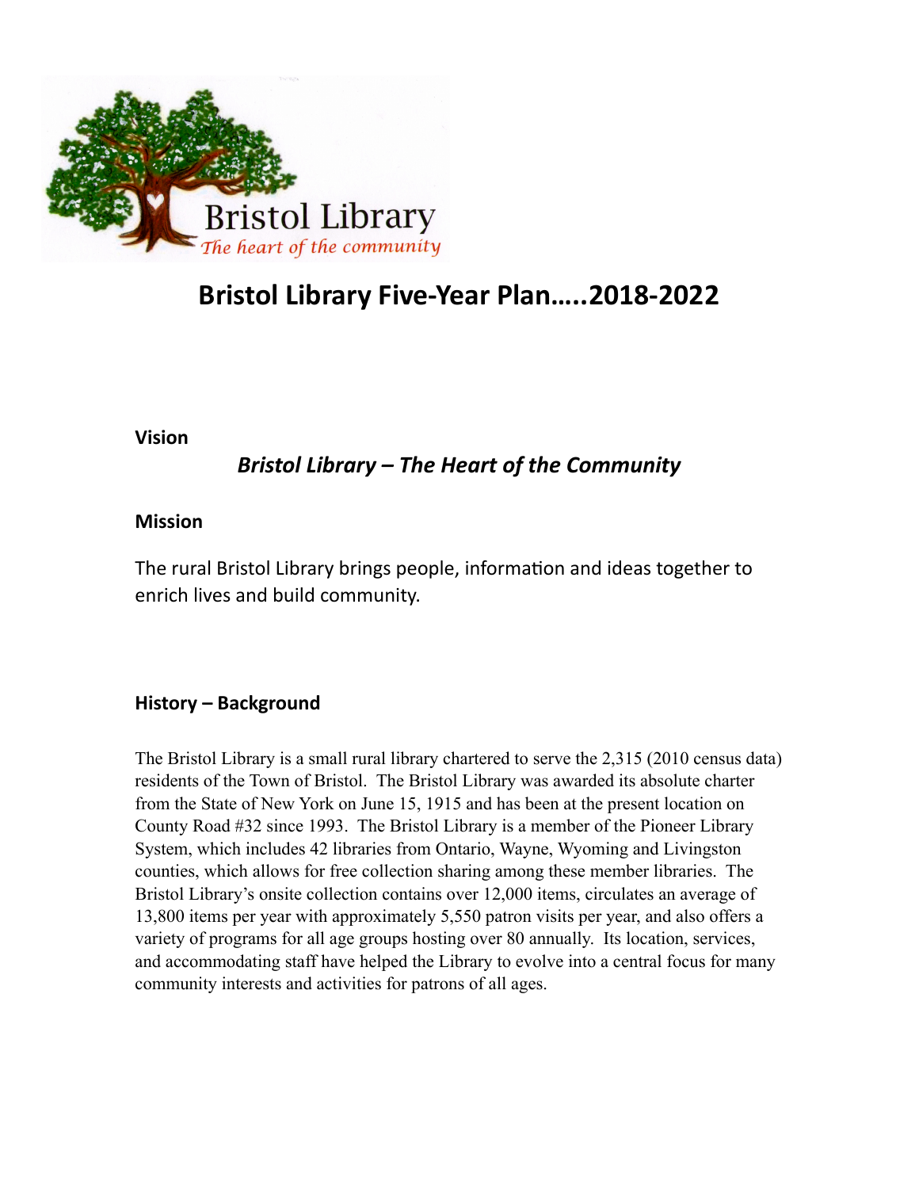Bristol Library
*The heart of the community*

# Bristol Library Five-Year Plan…..2018-2022

**Vision**

***Bristol Library – The Heart of the Community***

**Mission**

The rural Bristol Library brings people, information and ideas together to enrich lives and build community.

## History – Background

The Bristol Library is a small rural library chartered to serve the 2,315 (2010 census data) residents of the Town of Bristol. The Bristol Library was awarded its absolute charter from the State of New York on June 15, 1915 and has been at the present location on County Road #32 since 1993. The Bristol Library is a member of the Pioneer Library System, which includes 42 libraries from Ontario, Wayne, Wyoming and Livingston counties, which allows for free collection sharing among these member libraries. The Bristol Library's onsite collection contains over 12,000 items, circulates an average of 13,800 items per year with approximately 5,550 patron visits per year, and also offers a variety of programs for all age groups hosting over 80 annually. Its location, services, and accommodating staff have helped the Library to evolve into a central focus for many community interests and activities for patrons of all ages.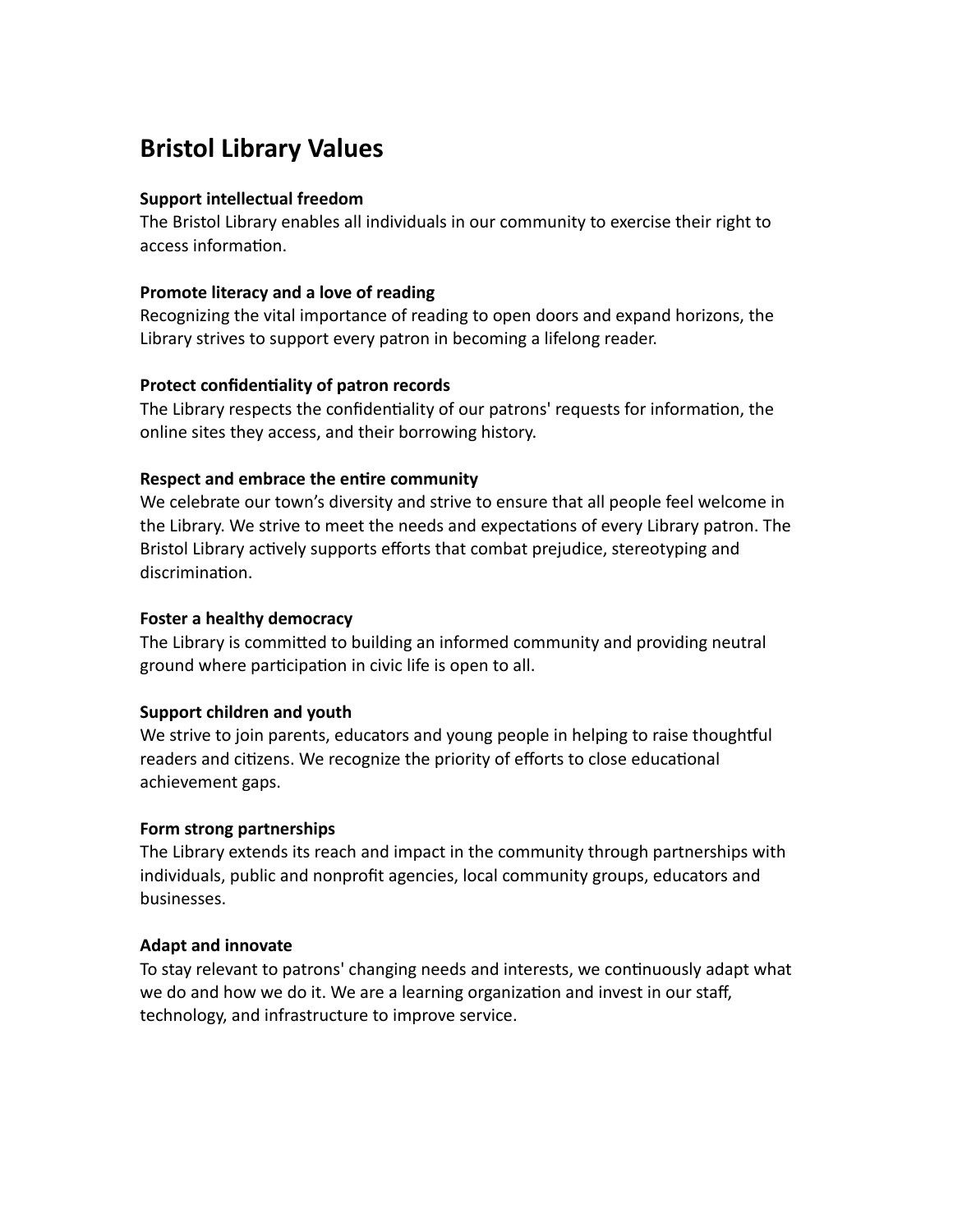# Bristol Library Values

**Support intellectual freedom**
The Bristol Library enables all individuals in our community to exercise their right to access information.

**Promote literacy and a love of reading**
Recognizing the vital importance of reading to open doors and expand horizons, the Library strives to support every patron in becoming a lifelong reader.

**Protect confidentiality of patron records**
The Library respects the confidentiality of our patrons' requests for information, the online sites they access, and their borrowing history.

**Respect and embrace the entire community**
We celebrate our town's diversity and strive to ensure that all people feel welcome in the Library. We strive to meet the needs and expectations of every Library patron. The Bristol Library actively supports efforts that combat prejudice, stereotyping and discrimination.

**Foster a healthy democracy**
The Library is committed to building an informed community and providing neutral ground where participation in civic life is open to all.

**Support children and youth**
We strive to join parents, educators and young people in helping to raise thoughtful readers and citizens. We recognize the priority of efforts to close educational achievement gaps.

**Form strong partnerships**
The Library extends its reach and impact in the community through partnerships with individuals, public and nonprofit agencies, local community groups, educators and businesses.

**Adapt and innovate**
To stay relevant to patrons' changing needs and interests, we continuously adapt what we do and how we do it. We are a learning organization and invest in our staff, technology, and infrastructure to improve service.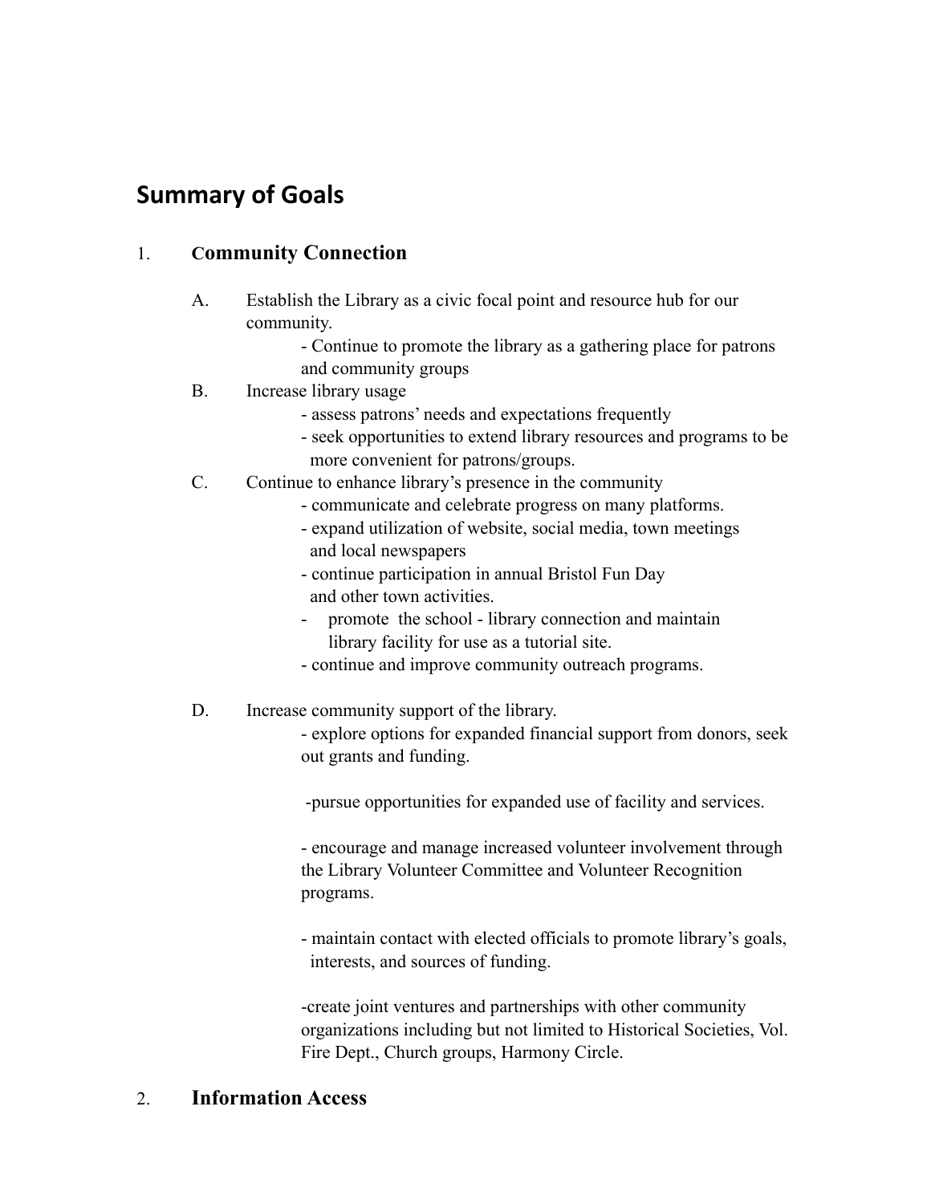## Summary of Goals

1. **Community Connection**

   A. Establish the Library as a civic focal point and resource hub for our community.
      - Continue to promote the library as a gathering place for patrons and community groups

   B. Increase library usage
      - assess patrons' needs and expectations frequently
      - seek opportunities to extend library resources and programs to be more convenient for patrons/groups.

   C. Continue to enhance library's presence in the community
      - communicate and celebrate progress on many platforms.
      - expand utilization of website, social media, town meetings and local newspapers
      - continue participation in annual Bristol Fun Day and other town activities.
      - promote the school - library connection and maintain library facility for use as a tutorial site.
      - continue and improve community outreach programs.

   D. Increase community support of the library.
      - explore options for expanded financial support from donors, seek out grants and funding.

      - pursue opportunities for expanded use of facility and services.

      - encourage and manage increased volunteer involvement through the Library Volunteer Committee and Volunteer Recognition programs.

      - maintain contact with elected officials to promote library's goals, interests, and sources of funding.

      - create joint ventures and partnerships with other community organizations including but not limited to Historical Societies, Vol. Fire Dept., Church groups, Harmony Circle.

2. **Information Access**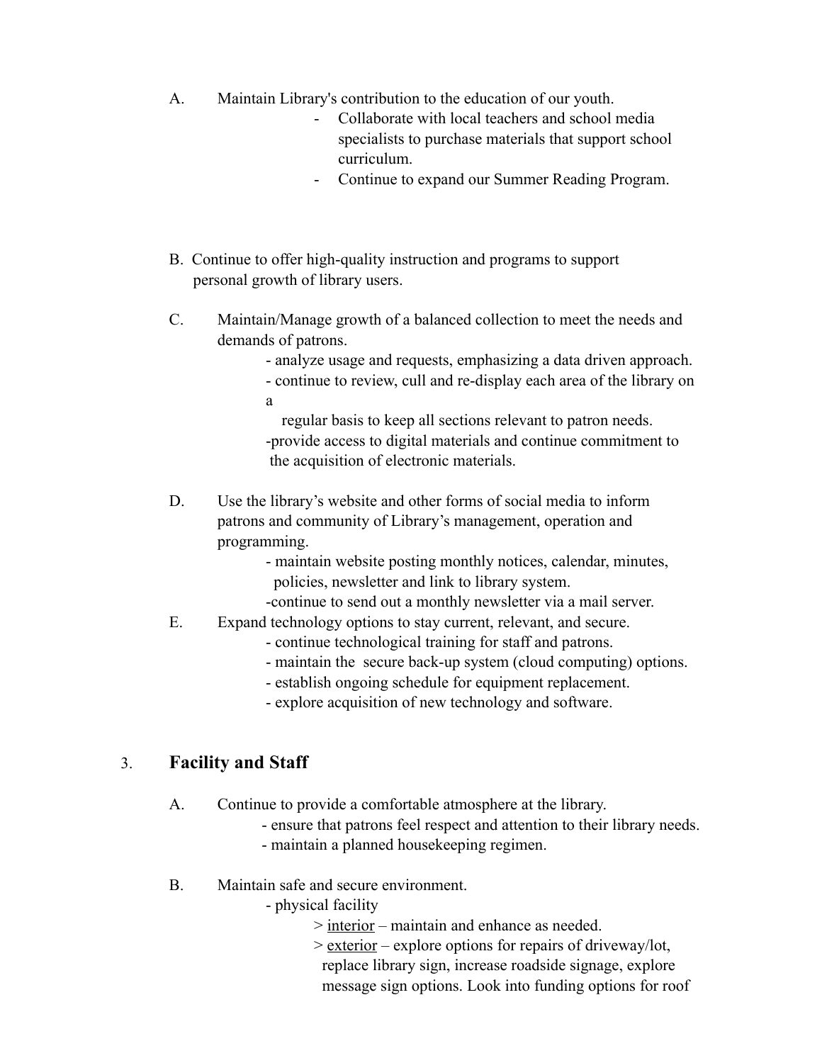A. Maintain Library's contribution to the education of our youth.
   - Collaborate with local teachers and school media specialists to purchase materials that support school curriculum.
   - Continue to expand our Summer Reading Program.

B. Continue to offer high-quality instruction and programs to support personal growth of library users.

C. Maintain/Manage growth of a balanced collection to meet the needs and demands of patrons.
   - analyze usage and requests, emphasizing a data driven approach.
   - continue to review, cull and re-display each area of the library on a regular basis to keep all sections relevant to patron needs.
   - provide access to digital materials and continue commitment to the acquisition of electronic materials.

D. Use the library's website and other forms of social media to inform patrons and community of Library's management, operation and programming.
   - maintain website posting monthly notices, calendar, minutes, policies, newsletter and link to library system.
   - continue to send out a monthly newsletter via a mail server.

E. Expand technology options to stay current, relevant, and secure.
   - continue technological training for staff and patrons.
   - maintain the secure back-up system (cloud computing) options.
   - establish ongoing schedule for equipment replacement.
   - explore acquisition of new technology and software.

## 3. Facility and Staff

A. Continue to provide a comfortable atmosphere at the library.
   - ensure that patrons feel respect and attention to their library needs.
   - maintain a planned housekeeping regimen.

B. Maintain safe and secure environment.
   - physical facility
     > <u>interior</u> – maintain and enhance as needed.
     > <u>exterior</u> – explore options for repairs of driveway/lot, replace library sign, increase roadside signage, explore message sign options. Look into funding options for roof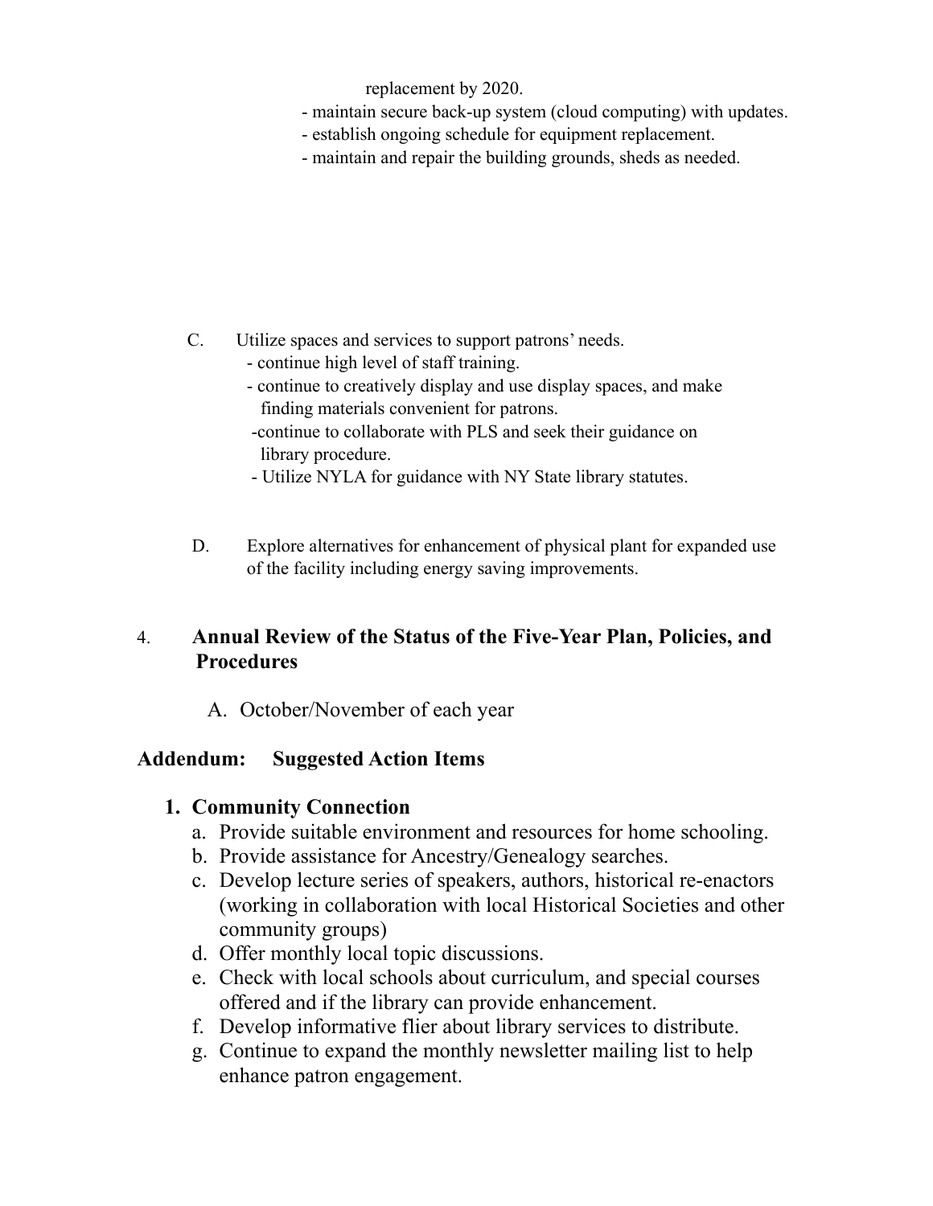replacement by 2020.

- maintain secure back-up system (cloud computing) with updates.
- establish ongoing schedule for equipment replacement.
- maintain and repair the building grounds, sheds as needed.

C. Utilize spaces and services to support patrons' needs.
- continue high level of staff training.
- continue to creatively display and use display spaces, and make finding materials convenient for patrons.
- continue to collaborate with PLS and seek their guidance on library procedure.
- Utilize NYLA for guidance with NY State library statutes.

D. Explore alternatives for enhancement of physical plant for expanded use of the facility including energy saving improvements.

## 4. Annual Review of the Status of the Five-Year Plan, Policies, and Procedures

A. October/November of each year

## Addendum: Suggested Action Items

### 1. Community Connection

a. Provide suitable environment and resources for home schooling.
b. Provide assistance for Ancestry/Genealogy searches.
c. Develop lecture series of speakers, authors, historical re-enactors (working in collaboration with local Historical Societies and other community groups)
d. Offer monthly local topic discussions.
e. Check with local schools about curriculum, and special courses offered and if the library can provide enhancement.
f. Develop informative flier about library services to distribute.
g. Continue to expand the monthly newsletter mailing list to help enhance patron engagement.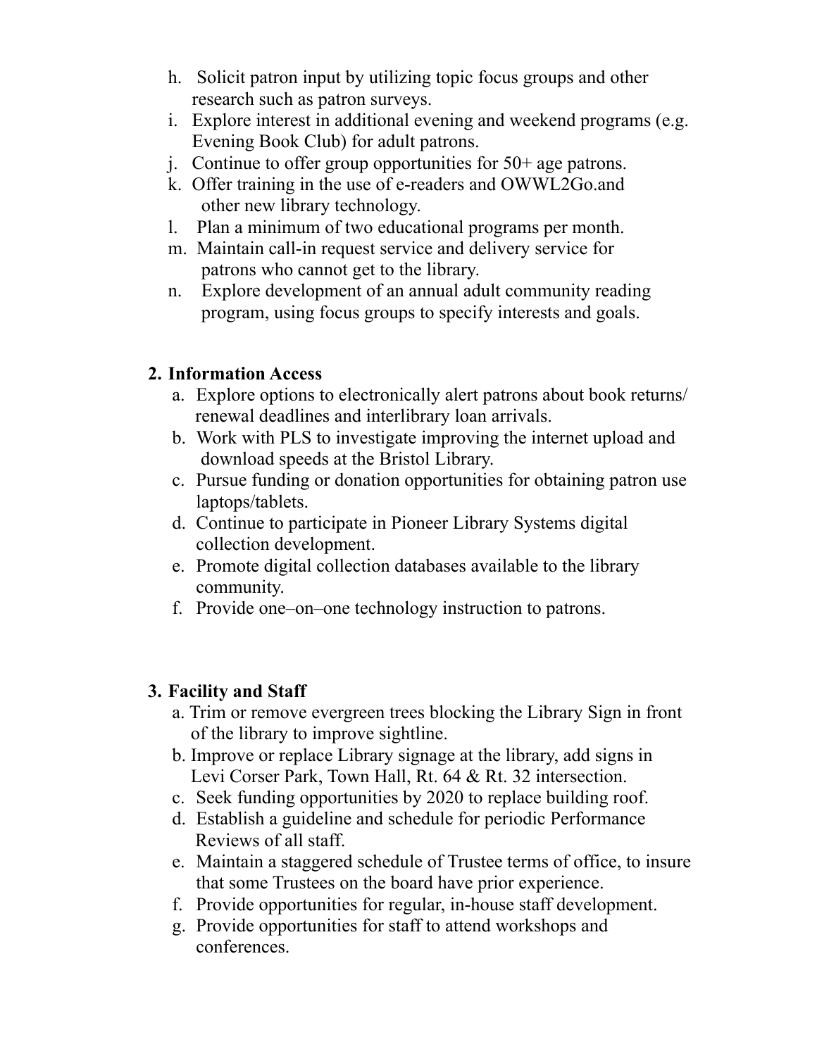h. Solicit patron input by utilizing topic focus groups and other research such as patron surveys.
i. Explore interest in additional evening and weekend programs (e.g. Evening Book Club) for adult patrons.
j. Continue to offer group opportunities for 50+ age patrons.
k. Offer training in the use of e-readers and OWWL2Go.and other new library technology.
l. Plan a minimum of two educational programs per month.
m. Maintain call-in request service and delivery service for patrons who cannot get to the library.
n. Explore development of an annual adult community reading program, using focus groups to specify interests and goals.

**2. Information Access**

a. Explore options to electronically alert patrons about book returns/ renewal deadlines and interlibrary loan arrivals.
b. Work with PLS to investigate improving the internet upload and download speeds at the Bristol Library.
c. Pursue funding or donation opportunities for obtaining patron use laptops/tablets.
d. Continue to participate in Pioneer Library Systems digital collection development.
e. Promote digital collection databases available to the library community.
f. Provide one–on–one technology instruction to patrons.

**3. Facility and Staff**

a. Trim or remove evergreen trees blocking the Library Sign in front of the library to improve sightline.
b. Improve or replace Library signage at the library, add signs in Levi Corser Park, Town Hall, Rt. 64 & Rt. 32 intersection.
c. Seek funding opportunities by 2020 to replace building roof.
d. Establish a guideline and schedule for periodic Performance Reviews of all staff.
e. Maintain a staggered schedule of Trustee terms of office, to insure that some Trustees on the board have prior experience.
f. Provide opportunities for regular, in-house staff development.
g. Provide opportunities for staff to attend workshops and conferences.